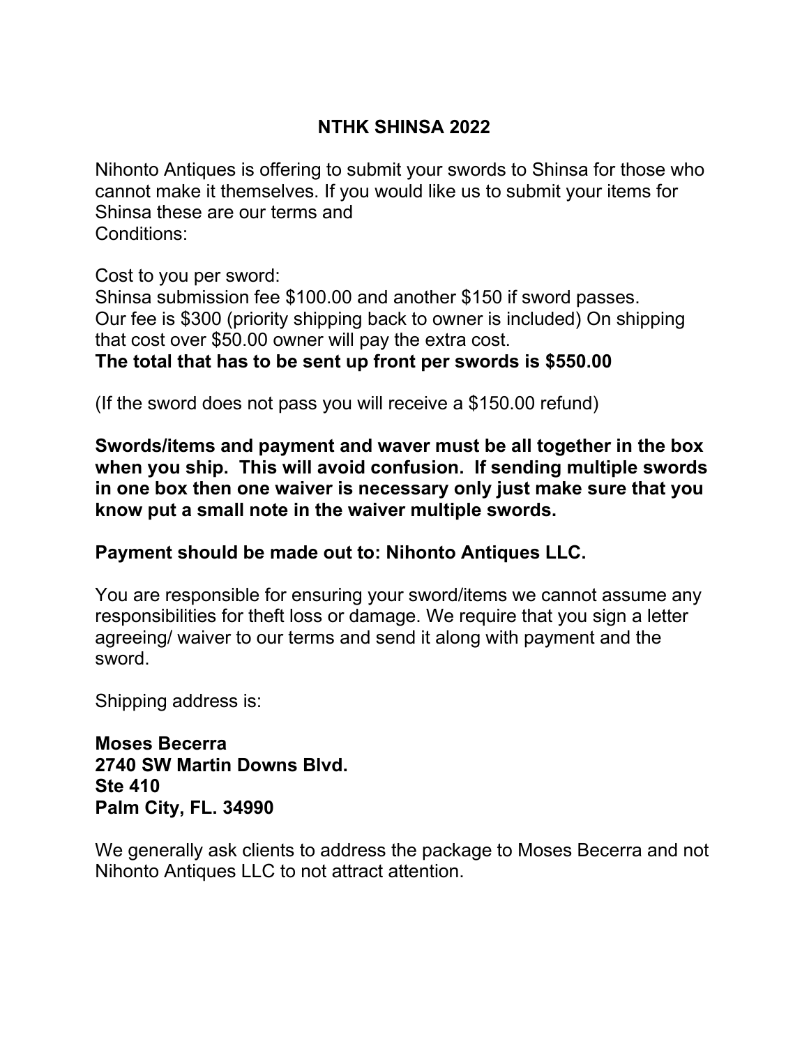# NTHK SHINSA 2022

Nihonto Antiques is offering to submit your swords to Shinsa for those who cannot make it themselves. If you would like us to submit your items for Shinsa these are our terms and
Conditions:

Cost to you per sword:
Shinsa submission fee $100.00 and another $150 if sword passes.
Our fee is $300 (priority shipping back to owner is included) On shipping that cost over $50.00 owner will pay the extra cost.
**The total that has to be sent up front per swords is $550.00**

(If the sword does not pass you will receive a $150.00 refund)

**Swords/items and payment and waver must be all together in the box when you ship. This will avoid confusion. If sending multiple swords in one box then one waiver is necessary only just make sure that you know put a small note in the waiver multiple swords.**

**Payment should be made out to: Nihonto Antiques LLC.**

You are responsible for ensuring your sword/items we cannot assume any responsibilities for theft loss or damage. We require that you sign a letter agreeing/ waiver to our terms and send it along with payment and the sword.

Shipping address is:

**Moses Becerra**
**2740 SW Martin Downs Blvd.**
**Ste 410**
**Palm City, FL. 34990**

We generally ask clients to address the package to Moses Becerra and not Nihonto Antiques LLC to not attract attention.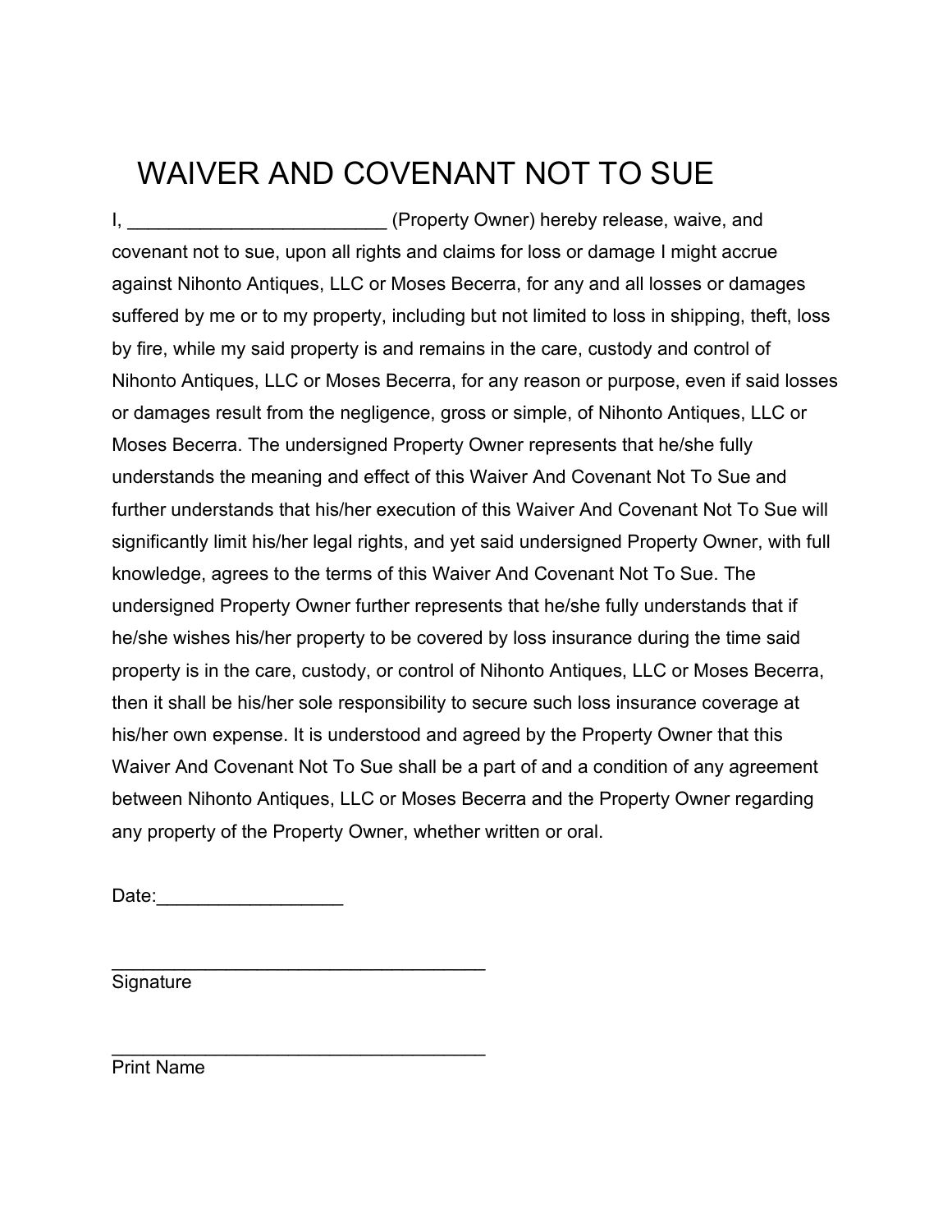# WAIVER AND COVENANT NOT TO SUE

I, _________________________ (Property Owner) hereby release, waive, and covenant not to sue, upon all rights and claims for loss or damage I might accrue against Nihonto Antiques, LLC or Moses Becerra, for any and all losses or damages suffered by me or to my property, including but not limited to loss in shipping, theft, loss by fire, while my said property is and remains in the care, custody and control of Nihonto Antiques, LLC or Moses Becerra, for any reason or purpose, even if said losses or damages result from the negligence, gross or simple, of Nihonto Antiques, LLC or Moses Becerra. The undersigned Property Owner represents that he/she fully understands the meaning and effect of this Waiver And Covenant Not To Sue and further understands that his/her execution of this Waiver And Covenant Not To Sue will significantly limit his/her legal rights, and yet said undersigned Property Owner, with full knowledge, agrees to the terms of this Waiver And Covenant Not To Sue. The undersigned Property Owner further represents that he/she fully understands that if he/she wishes his/her property to be covered by loss insurance during the time said property is in the care, custody, or control of Nihonto Antiques, LLC or Moses Becerra, then it shall be his/her sole responsibility to secure such loss insurance coverage at his/her own expense. It is understood and agreed by the Property Owner that this Waiver And Covenant Not To Sue shall be a part of and a condition of any agreement between Nihonto Antiques, LLC or Moses Becerra and the Property Owner regarding any property of the Property Owner, whether written or oral.

Date:__________________

____________________________________
Signature

____________________________________
Print Name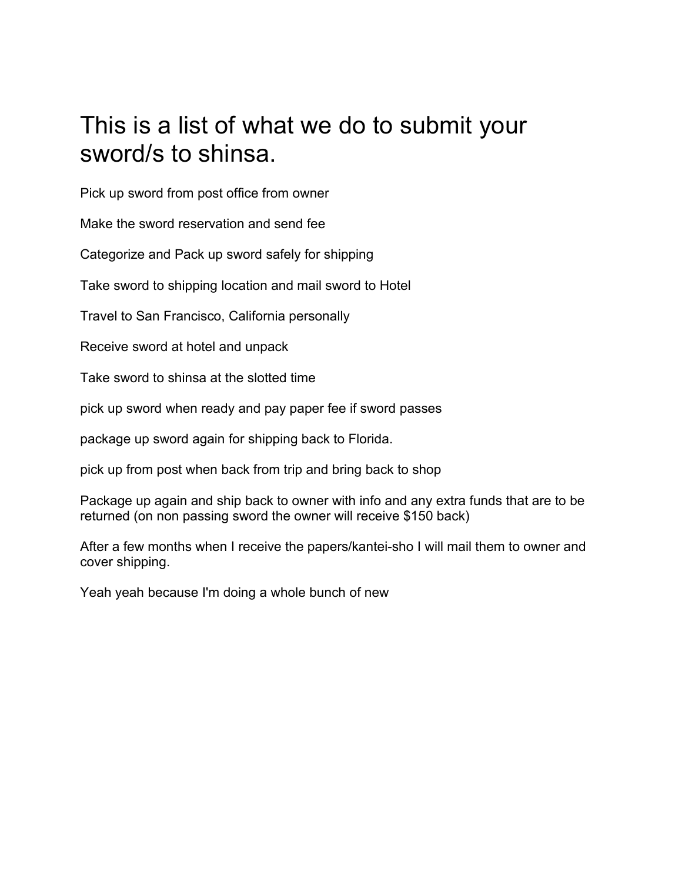# This is a list of what we do to submit your sword/s to shinsa.

Pick up sword from post office from owner

Make the sword reservation and send fee

Categorize and Pack up sword safely for shipping

Take sword to shipping location and mail sword to Hotel

Travel to San Francisco, California personally

Receive sword at hotel and unpack

Take sword to shinsa at the slotted time

pick up sword when ready and pay paper fee if sword passes

package up sword again for shipping back to Florida.

pick up from post when back from trip and bring back to shop

Package up again and ship back to owner with info and any extra funds that are to be returned (on non passing sword the owner will receive $150 back)

After a few months when I receive the papers/kantei-sho I will mail them to owner and cover shipping.

Yeah yeah because I'm doing a whole bunch of new